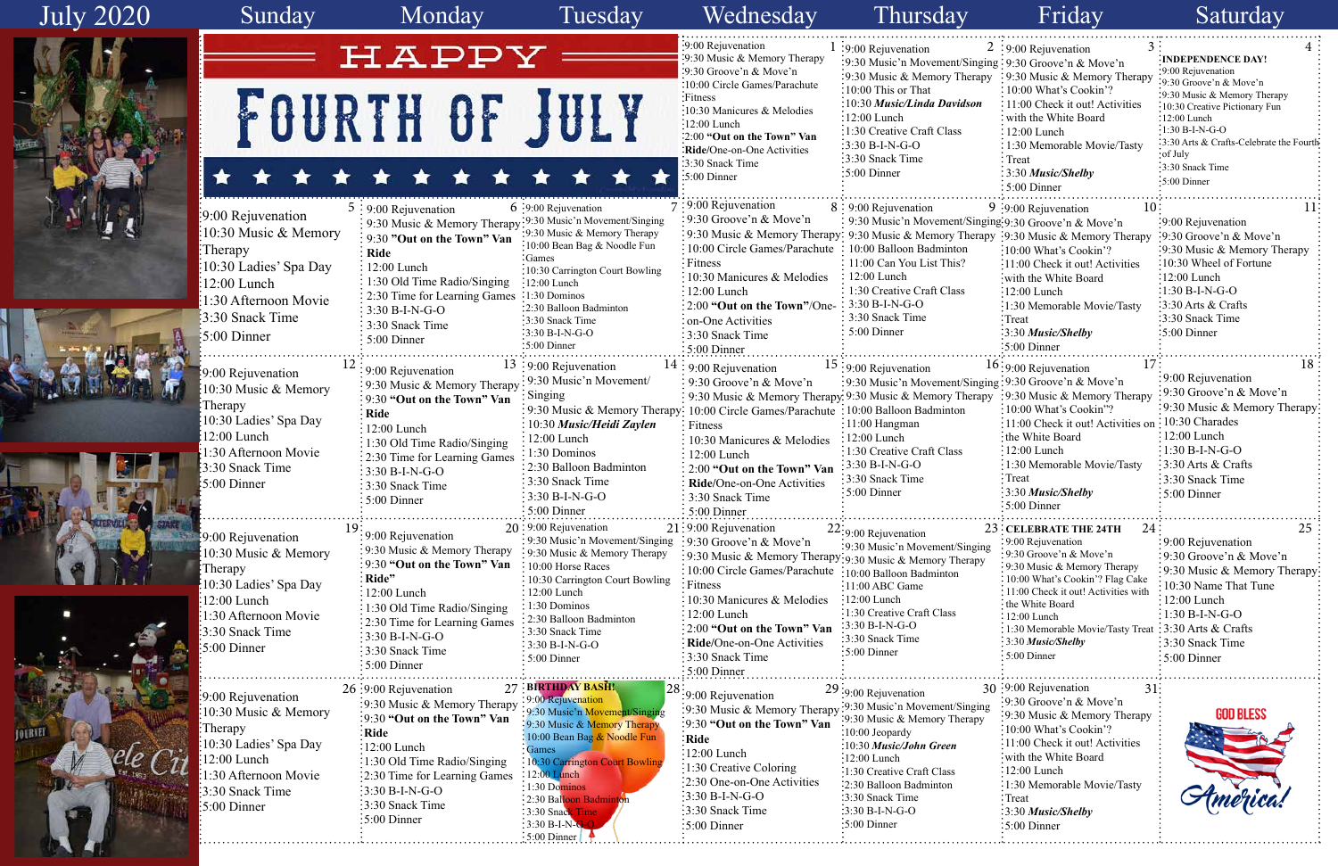# July 2020

| Sunday | Monday | Tuesday | Wednesday | Thursday | Friday | Saturday |
|---|---|---|---|---|---|---|
| HAPPY FOURTH OF JULY | | | **1** 9:00 Rejuvenation<br>9:30 Music & Memory Therapy<br>9:30 Groove'n & Move'n<br>10:00 Circle Games/Parachute Fitness<br>10:30 Manicures & Melodies<br>12:00 Lunch<br>2:00 **"Out on the Town" Van Ride**/One-on-One Activities<br>3:30 Snack Time<br>5:00 Dinner | **2** 9:00 Rejuvenation<br>9:30 Music'n Movement/Singing<br>9:30 Music & Memory Therapy<br>10:00 This or That<br>10:30 ***Music/Linda Davidson***<br>12:00 Lunch<br>1:30 Creative Craft Class<br>3:30 B-I-N-G-O<br>3:30 Snack Time<br>5:00 Dinner | **3** 9:00 Rejuvenation<br>9:30 Groove'n & Move'n<br>9:30 Music & Memory Therapy<br>10:00 What's Cookin'?<br>11:00 Check it out! Activities with the White Board<br>12:00 Lunch<br>1:30 Memorable Movie/Tasty Treat<br>3:30 ***Music/Shelby***<br>5:00 Dinner | **4** **INDEPENDENCE DAY!**<br>9:00 Rejuvenation<br>9:30 Groove'n & Move'n<br>9:30 Music & Memory Therapy<br>10:30 Creative Pictionary Fun<br>12:00 Lunch<br>1:30 B-I-N-G-O<br>3:30 Arts & Crafts-Celebrate the Fourth of July<br>3:30 Snack Time<br>5:00 Dinner |
| **5** 9:00 Rejuvenation<br>10:30 Music & Memory Therapy<br>10:30 Ladies' Spa Day<br>12:00 Lunch<br>1:30 Afternoon Movie<br>3:30 Snack Time<br>5:00 Dinner | **6** 9:00 Rejuvenation<br>9:30 Music & Memory Therapy<br>9:30 **"Out on the Town" Van Ride**<br>12:00 Lunch<br>1:30 Old Time Radio/Singing<br>2:30 Time for Learning Games<br>3:30 B-I-N-G-O<br>3:30 Snack Time<br>5:00 Dinner | **7** 9:00 Rejuvenation<br>9:30 Music'n Movement/Singing<br>9:30 Music & Memory Therapy<br>10:00 Bean Bag & Noodle Fun Games<br>10:30 Carrington Court Bowling<br>12:00 Lunch<br>1:30 Dominos<br>2:30 Balloon Badminton<br>3:30 Snack Time<br>3:30 B-I-N-G-O<br>5:00 Dinner | **8** 9:00 Rejuvenation<br>9:30 Groove'n & Move'n<br>9:30 Music & Memory Therapy<br>10:00 Circle Games/Parachute Fitness<br>10:30 Manicures & Melodies<br>12:00 Lunch<br>2:00 **"Out on the Town"**/One-on-One Activities<br>3:30 Snack Time<br>5:00 Dinner | **9** 9:00 Rejuvenation<br>9:30 Music'n Movement/Singing<br>9:30 Music & Memory Therapy<br>10:00 Balloon Badminton<br>11:00 Can You List This?<br>12:00 Lunch<br>1:30 Creative Craft Class<br>3:30 B-I-N-G-O<br>3:30 Snack Time<br>5:00 Dinner | **10** 9:00 Rejuvenation<br>9:30 Groove'n & Move'n<br>9:30 Music & Memory Therapy<br>10:00 What's Cookin'?<br>11:00 Check it out! Activities with the White Board<br>12:00 Lunch<br>1:30 Memorable Movie/Tasty Treat<br>3:30 ***Music/Shelby***<br>5:00 Dinner | **11** 9:00 Rejuvenation<br>9:30 Groove'n & Move'n<br>9:30 Music & Memory Therapy<br>10:30 Wheel of Fortune<br>12:00 Lunch<br>1:30 B-I-N-G-O<br>3:30 Arts & Crafts<br>3:30 Snack Time<br>5:00 Dinner |
| **12** 9:00 Rejuvenation<br>10:30 Music & Memory Therapy<br>10:30 Ladies' Spa Day<br>12:00 Lunch<br>1:30 Afternoon Movie<br>3:30 Snack Time<br>5:00 Dinner | **13** 9:00 Rejuvenation<br>9:30 Music & Memory Therapy<br>9:30 **"Out on the Town" Van Ride**<br>12:00 Lunch<br>1:30 Old Time Radio/Singing<br>2:30 Time for Learning Games<br>3:30 B-I-N-G-O<br>3:30 Snack Time<br>5:00 Dinner | **14** 9:00 Rejuvenation<br>9:30 Music'n Movement/Singing<br>9:30 Music & Memory Therapy<br>10:30 ***Music/Heidi Zaylen***<br>12:00 Lunch<br>1:30 Dominos<br>2:30 Balloon Badminton<br>3:30 Snack Time<br>3:30 B-I-N-G-O<br>5:00 Dinner | **15** 9:00 Rejuvenation<br>9:30 Groove'n & Move'n<br>9:30 Music & Memory Therapy<br>10:00 Circle Games/Parachute Fitness<br>10:30 Manicures & Melodies<br>12:00 Lunch<br>2:00 **"Out on the Town" Van Ride**/One-on-One Activities<br>3:30 Snack Time<br>5:00 Dinner | **16** 9:00 Rejuvenation<br>9:30 Music'n Movement/Singing<br>9:30 Music & Memory Therapy<br>10:00 Balloon Badminton<br>11:00 Hangman<br>12:00 Lunch<br>1:30 Creative Craft Class<br>3:30 B-I-N-G-O<br>3:30 Snack Time<br>5:00 Dinner | **17** 9:00 Rejuvenation<br>9:30 Groove'n & Move'n<br>9:30 Music & Memory Therapy<br>10:00 What's Cookin'?<br>11:00 Check it out! Activities on the White Board<br>12:00 Lunch<br>1:30 Memorable Movie/Tasty Treat<br>3:30 ***Music/Shelby***<br>5:00 Dinner | **18** 9:00 Rejuvenation<br>9:30 Groove'n & Move'n<br>9:30 Music & Memory Therapy<br>10:30 Charades<br>12:00 Lunch<br>1:30 B-I-N-G-O<br>3:30 Arts & Crafts<br>3:30 Snack Time<br>5:00 Dinner |
| **19** 9:00 Rejuvenation<br>10:30 Music & Memory Therapy<br>10:30 Ladies' Spa Day<br>12:00 Lunch<br>1:30 Afternoon Movie<br>3:30 Snack Time<br>5:00 Dinner | **20** 9:00 Rejuvenation<br>9:30 Music & Memory Therapy<br>9:30 **"Out on the Town" Ride"**<br>12:00 Lunch<br>1:30 Old Time Radio/Singing<br>2:30 Time for Learning Games<br>3:30 B-I-N-G-O<br>3:30 Snack Time<br>5:00 Dinner | **21** 9:00 Rejuvenation<br>9:30 Music'n Movement/Singing<br>9:30 Music & Memory Therapy<br>10:00 Horse Races<br>10:30 Carrington Court Bowling<br>12:00 Lunch<br>1:30 Dominos<br>2:30 Balloon Badminton<br>3:30 Snack Time<br>3:30 B-I-N-G-O<br>5:00 Dinner | **22** 9:00 Rejuvenation<br>9:30 Groove'n & Move'n<br>9:30 Music & Memory Therapy<br>10:00 Circle Games/Parachute Fitness<br>10:30 Manicures & Melodies<br>12:00 Lunch<br>2:00 **"Out on the Town" Van Ride**/One-on-One Activities<br>3:30 Snack Time<br>5:00 Dinner | **23** 9:00 Rejuvenation<br>9:30 Music'n Movement/Singing<br>9:30 Music & Memory Therapy<br>10:00 Balloon Badminton<br>11:00 ABC Game<br>12:00 Lunch<br>1:30 Creative Craft Class<br>3:30 B-I-N-G-O<br>3:30 Snack Time<br>5:00 Dinner | **24** **CELEBRATE THE 24TH**<br>9:00 Rejuvenation<br>9:30 Groove'n & Move'n<br>9:30 Music & Memory Therapy<br>10:00 What's Cookin'? Flag Cake<br>11:00 Check it out! Activities with the White Board<br>12:00 Lunch<br>1:30 Memorable Movie/Tasty Treat<br>3:30 ***Music/Shelby***<br>5:00 Dinner | **25** 9:00 Rejuvenation<br>9:30 Groove'n & Move'n<br>9:30 Music & Memory Therapy<br>10:30 Name That Tune<br>12:00 Lunch<br>1:30 B-I-N-G-O<br>3:30 Arts & Crafts<br>3:30 Snack Time<br>5:00 Dinner |
| **26** 9:00 Rejuvenation<br>10:30 Music & Memory Therapy<br>10:30 Ladies' Spa Day<br>12:00 Lunch<br>1:30 Afternoon Movie<br>3:30 Snack Time<br>5:00 Dinner | **27** 9:00 Rejuvenation<br>9:30 Music & Memory Therapy<br>9:30 **"Out on the Town" Van Ride**<br>12:00 Lunch<br>1:30 Old Time Radio/Singing<br>2:30 Time for Learning Games<br>3:30 B-I-N-G-O<br>3:30 Snack Time<br>5:00 Dinner | **28** **BIRTHDAY BASH!**<br>9:00 Rejuvenation<br>9:30 Music'n Movement/Singing<br>9:30 Music & Memory Therapy<br>10:00 Bean Bag & Noodle Fun Games<br>10:30 Carrington Court Bowling<br>12:00 Lunch<br>1:30 Dominos<br>2:30 Balloon Badminton<br>3:30 Snack Time<br>3:30 B-I-N-G-O<br>5:00 Dinner | **29** 9:00 Rejuvenation<br>9:30 Music & Memory Therapy<br>9:30 **"Out on the Town" Van Ride**<br>12:00 Lunch<br>1:30 Creative Coloring<br>2:30 One-on-One Activities<br>3:30 B-I-N-G-O<br>3:30 Snack Time<br>5:00 Dinner | **30** 9:00 Rejuvenation<br>9:30 Music'n Movement/Singing<br>9:30 Music & Memory Therapy<br>10:00 Jeopardy<br>10:30 ***Music/John Green***<br>12:00 Lunch<br>1:30 Creative Craft Class<br>2:30 Balloon Badminton<br>3:30 Snack Time<br>3:30 B-I-N-G-O<br>5:00 Dinner | **31** 9:00 Rejuvenation<br>9:30 Groove'n & Move'n<br>9:30 Music & Memory Therapy<br>10:00 What's Cookin'?<br>11:00 Check it out! Activities with the White Board<br>12:00 Lunch<br>1:30 Memorable Movie/Tasty Treat<br>3:30 ***Music/Shelby***<br>5:00 Dinner | GOD BLESS America! |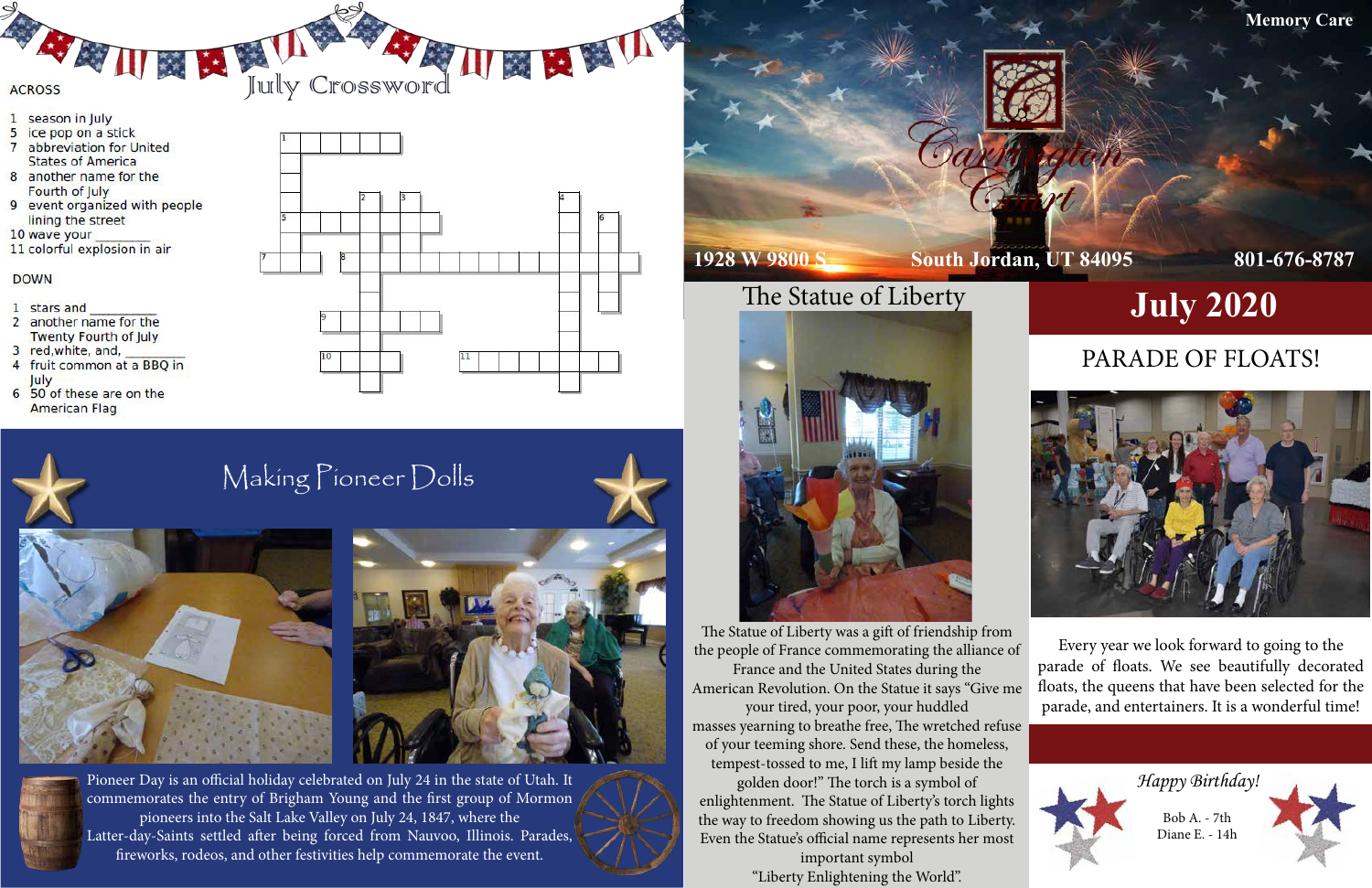# July Crossword

**ACROSS**

1 season in July
5 ice pop on a stick
7 abbreviation for United States of America
8 another name for the Fourth of July
9 event organized with people lining the street
10 wave your ________
11 colorful explosion in air

**DOWN**

1 stars and ________
2 another name for the Twenty Fourth of July
3 red,white, and, ________
4 fruit common at a BBQ in July
6 50 of these are on the American Flag

# Making Pioneer Dolls

Pioneer Day is an official holiday celebrated on July 24 in the state of Utah. It commemorates the entry of Brigham Young and the first group of Mormon pioneers into the Salt Lake Valley on July 24, 1847, where the Latter-day-Saints settled after being forced from Nauvoo, Illinois. Parades, fireworks, rodeos, and other festivities help commemorate the event.

Memory Care

Carrington Court

1928 W 9800 S South Jordan, UT 84095 801-676-8787

## The Statue of Liberty

The Statue of Liberty was a gift of friendship from the people of France commemorating the alliance of France and the United States during the American Revolution. On the Statue it says "Give me your tired, your poor, your huddled masses yearning to breathe free, The wretched refuse of your teeming shore. Send these, the homeless, tempest-tossed to me, I lift my lamp beside the golden door!" The torch is a symbol of enlightenment. The Statue of Liberty's torch lights the way to freedom showing us the path to Liberty. Even the Statue's official name represents her most important symbol "Liberty Enlightening the World".

# July 2020

## PARADE OF FLOATS!

Every year we look forward to going to the parade of floats. We see beautifully decorated floats, the queens that have been selected for the parade, and entertainers. It is a wonderful time!

*Happy Birthday!*

Bob A. - 7th
Diane E. - 14h